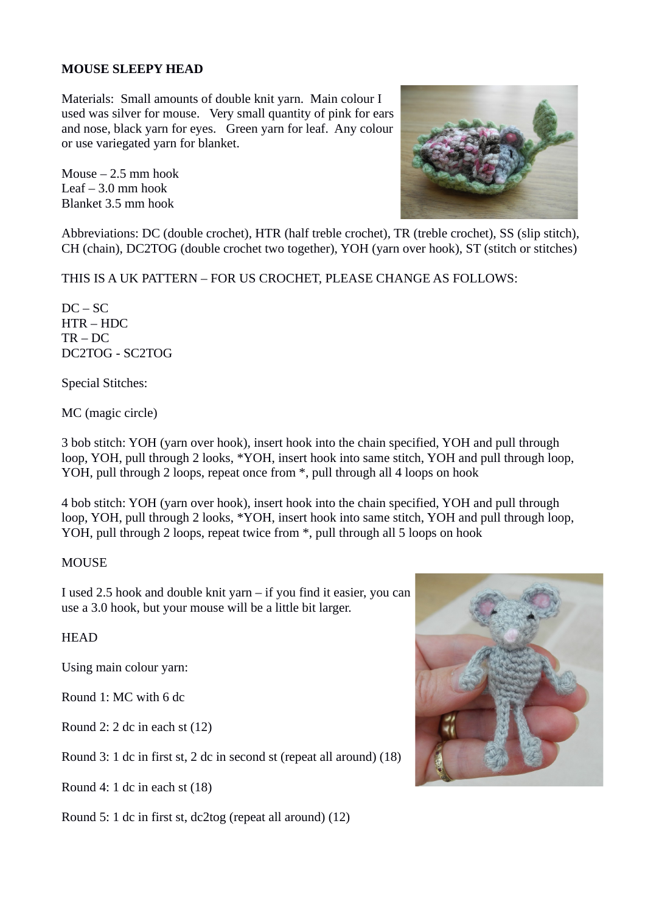**MOUSE SLEEPY HEAD**

Materials: Small amounts of double knit yarn. Main colour I used was silver for mouse. Very small quantity of pink for ears and nose, black yarn for eyes. Green yarn for leaf. Any colour or use variegated yarn for blanket.

Mouse – 2.5 mm hook
Leaf – 3.0 mm hook
Blanket 3.5 mm hook

Abbreviations: DC (double crochet), HTR (half treble crochet), TR (treble crochet), SS (slip stitch), CH (chain), DC2TOG (double crochet two together), YOH (yarn over hook), ST (stitch or stitches)

THIS IS A UK PATTERN – FOR US CROCHET, PLEASE CHANGE AS FOLLOWS:

DC – SC
HTR – HDC
TR – DC
DC2TOG - SC2TOG

Special Stitches:

MC (magic circle)

3 bob stitch: YOH (yarn over hook), insert hook into the chain specified, YOH and pull through loop, YOH, pull through 2 looks, *YOH, insert hook into same stitch, YOH and pull through loop, YOH, pull through 2 loops, repeat once from *, pull through all 4 loops on hook

4 bob stitch: YOH (yarn over hook), insert hook into the chain specified, YOH and pull through loop, YOH, pull through 2 looks, *YOH, insert hook into same stitch, YOH and pull through loop, YOH, pull through 2 loops, repeat twice from *, pull through all 5 loops on hook

MOUSE

I used 2.5 hook and double knit yarn – if you find it easier, you can use a 3.0 hook, but your mouse will be a little bit larger.

HEAD

Using main colour yarn:

Round 1: MC with 6 dc

Round 2: 2 dc in each st (12)

Round 3: 1 dc in first st, 2 dc in second st (repeat all around) (18)

Round 4: 1 dc in each st (18)

Round 5: 1 dc in first st, dc2tog (repeat all around) (12)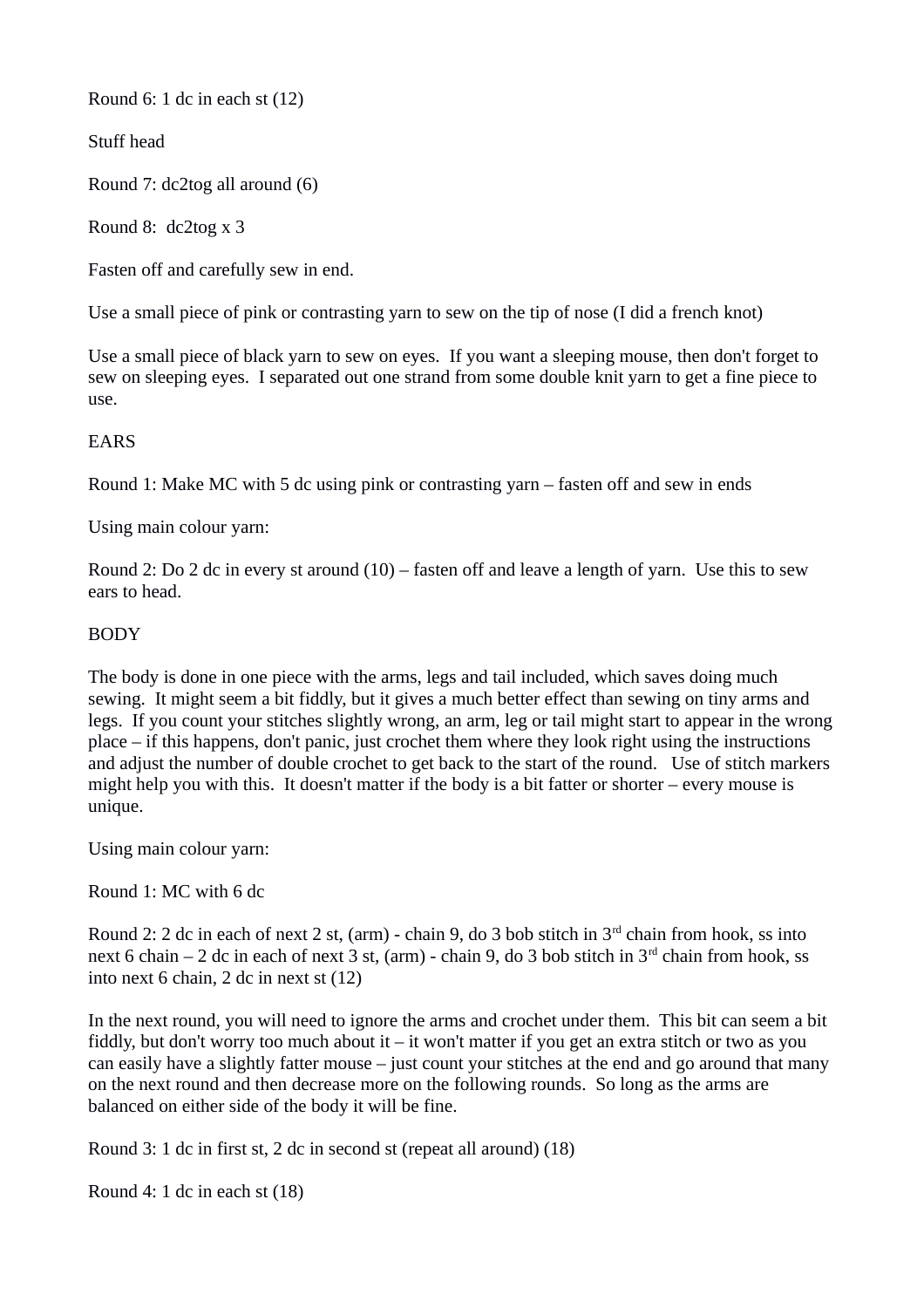Round 6: 1 dc in each st (12)

Stuff head

Round 7: dc2tog all around (6)

Round 8:  dc2tog x 3

Fasten off and carefully sew in end.

Use a small piece of pink or contrasting yarn to sew on the tip of nose (I did a french knot)

Use a small piece of black yarn to sew on eyes.  If you want a sleeping mouse, then don't forget to sew on sleeping eyes.  I separated out one strand from some double knit yarn to get a fine piece to use.

EARS

Round 1: Make MC with 5 dc using pink or contrasting yarn – fasten off and sew in ends

Using main colour yarn:

Round 2: Do 2 dc in every st around (10) – fasten off and leave a length of yarn.  Use this to sew ears to head.

BODY

The body is done in one piece with the arms, legs and tail included, which saves doing much sewing.  It might seem a bit fiddly, but it gives a much better effect than sewing on tiny arms and legs.  If you count your stitches slightly wrong, an arm, leg or tail might start to appear in the wrong place – if this happens, don't panic, just crochet them where they look right using the instructions and adjust the number of double crochet to get back to the start of the round.   Use of stitch markers might help you with this.  It doesn't matter if the body is a bit fatter or shorter – every mouse is unique.

Using main colour yarn:

Round 1: MC with 6 dc

Round 2: 2 dc in each of next 2 st, (arm) - chain 9, do 3 bob stitch in 3rd chain from hook, ss into next 6 chain – 2 dc in each of next 3 st, (arm) - chain 9, do 3 bob stitch in 3rd chain from hook, ss into next 6 chain, 2 dc in next st (12)

In the next round, you will need to ignore the arms and crochet under them.  This bit can seem a bit fiddly, but don't worry too much about it – it won't matter if you get an extra stitch or two as you can easily have a slightly fatter mouse – just count your stitches at the end and go around that many on the next round and then decrease more on the following rounds.  So long as the arms are balanced on either side of the body it will be fine.

Round 3: 1 dc in first st, 2 dc in second st (repeat all around) (18)

Round 4: 1 dc in each st (18)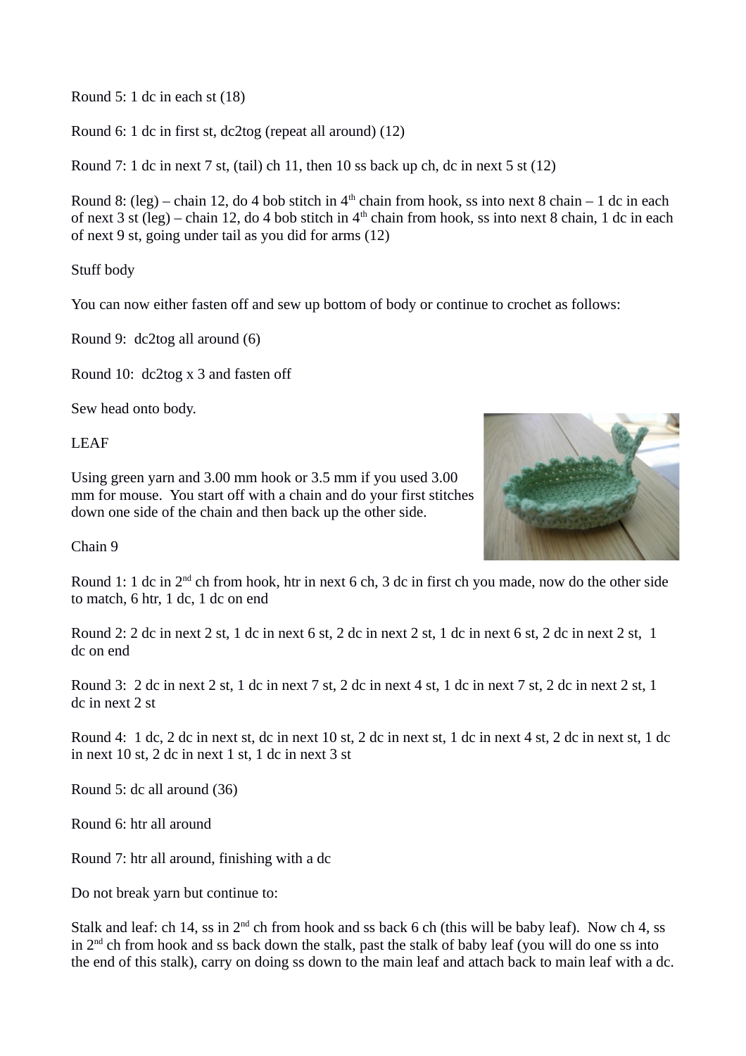Round 5: 1 dc in each st (18)

Round 6: 1 dc in first st, dc2tog (repeat all around) (12)

Round 7: 1 dc in next 7 st, (tail) ch 11, then 10 ss back up ch, dc in next 5 st (12)

Round 8: (leg) – chain 12, do 4 bob stitch in 4th chain from hook, ss into next 8 chain – 1 dc in each of next 3 st (leg) – chain 12, do 4 bob stitch in 4th chain from hook, ss into next 8 chain, 1 dc in each of next 9 st, going under tail as you did for arms (12)

Stuff body

You can now either fasten off and sew up bottom of body or continue to crochet as follows:

Round 9: dc2tog all around (6)

Round 10: dc2tog x 3 and fasten off

Sew head onto body.

LEAF

Using green yarn and 3.00 mm hook or 3.5 mm if you used 3.00 mm for mouse. You start off with a chain and do your first stitches down one side of the chain and then back up the other side.

Chain 9

Round 1: 1 dc in 2nd ch from hook, htr in next 6 ch, 3 dc in first ch you made, now do the other side to match, 6 htr, 1 dc, 1 dc on end

Round 2: 2 dc in next 2 st, 1 dc in next 6 st, 2 dc in next 2 st, 1 dc in next 6 st, 2 dc in next 2 st, 1 dc on end

Round 3: 2 dc in next 2 st, 1 dc in next 7 st, 2 dc in next 4 st, 1 dc in next 7 st, 2 dc in next 2 st, 1 dc in next 2 st

Round 4: 1 dc, 2 dc in next st, dc in next 10 st, 2 dc in next st, 1 dc in next 4 st, 2 dc in next st, 1 dc in next 10 st, 2 dc in next 1 st, 1 dc in next 3 st

Round 5: dc all around (36)

Round 6: htr all around

Round 7: htr all around, finishing with a dc

Do not break yarn but continue to:

Stalk and leaf: ch 14, ss in 2nd ch from hook and ss back 6 ch (this will be baby leaf). Now ch 4, ss in 2nd ch from hook and ss back down the stalk, past the stalk of baby leaf (you will do one ss into the end of this stalk), carry on doing ss down to the main leaf and attach back to main leaf with a dc.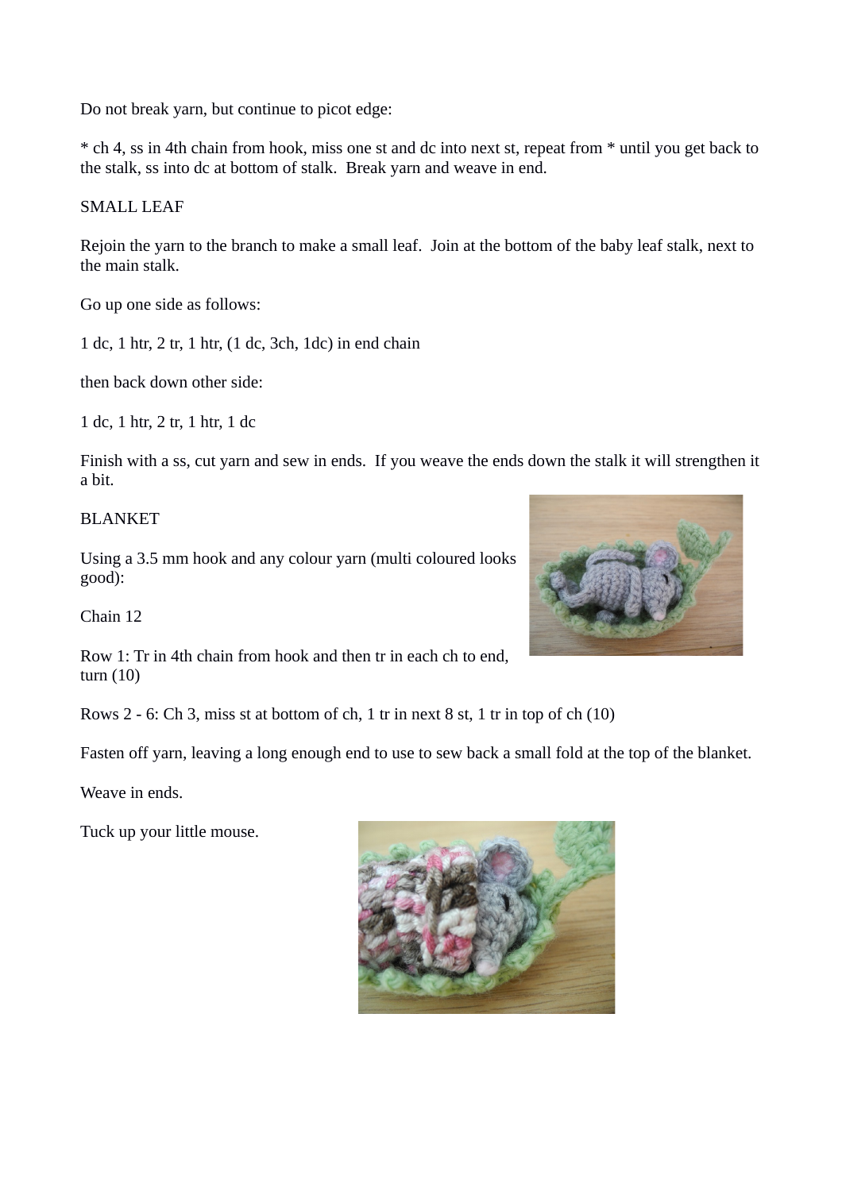Do not break yarn, but continue to picot edge:

* ch 4, ss in 4th chain from hook, miss one st and dc into next st, repeat from * until you get back to the stalk, ss into dc at bottom of stalk. Break yarn and weave in end.

## SMALL LEAF

Rejoin the yarn to the branch to make a small leaf. Join at the bottom of the baby leaf stalk, next to the main stalk.

Go up one side as follows:

1 dc, 1 htr, 2 tr, 1 htr, (1 dc, 3ch, 1dc) in end chain

then back down other side:

1 dc, 1 htr, 2 tr, 1 htr, 1 dc

Finish with a ss, cut yarn and sew in ends. If you weave the ends down the stalk it will strengthen it a bit.

## BLANKET

Using a 3.5 mm hook and any colour yarn (multi coloured looks good):

Chain 12

Row 1: Tr in 4th chain from hook and then tr in each ch to end, turn (10)

Rows 2 - 6: Ch 3, miss st at bottom of ch, 1 tr in next 8 st, 1 tr in top of ch (10)

Fasten off yarn, leaving a long enough end to use to sew back a small fold at the top of the blanket.

Weave in ends.

Tuck up your little mouse.